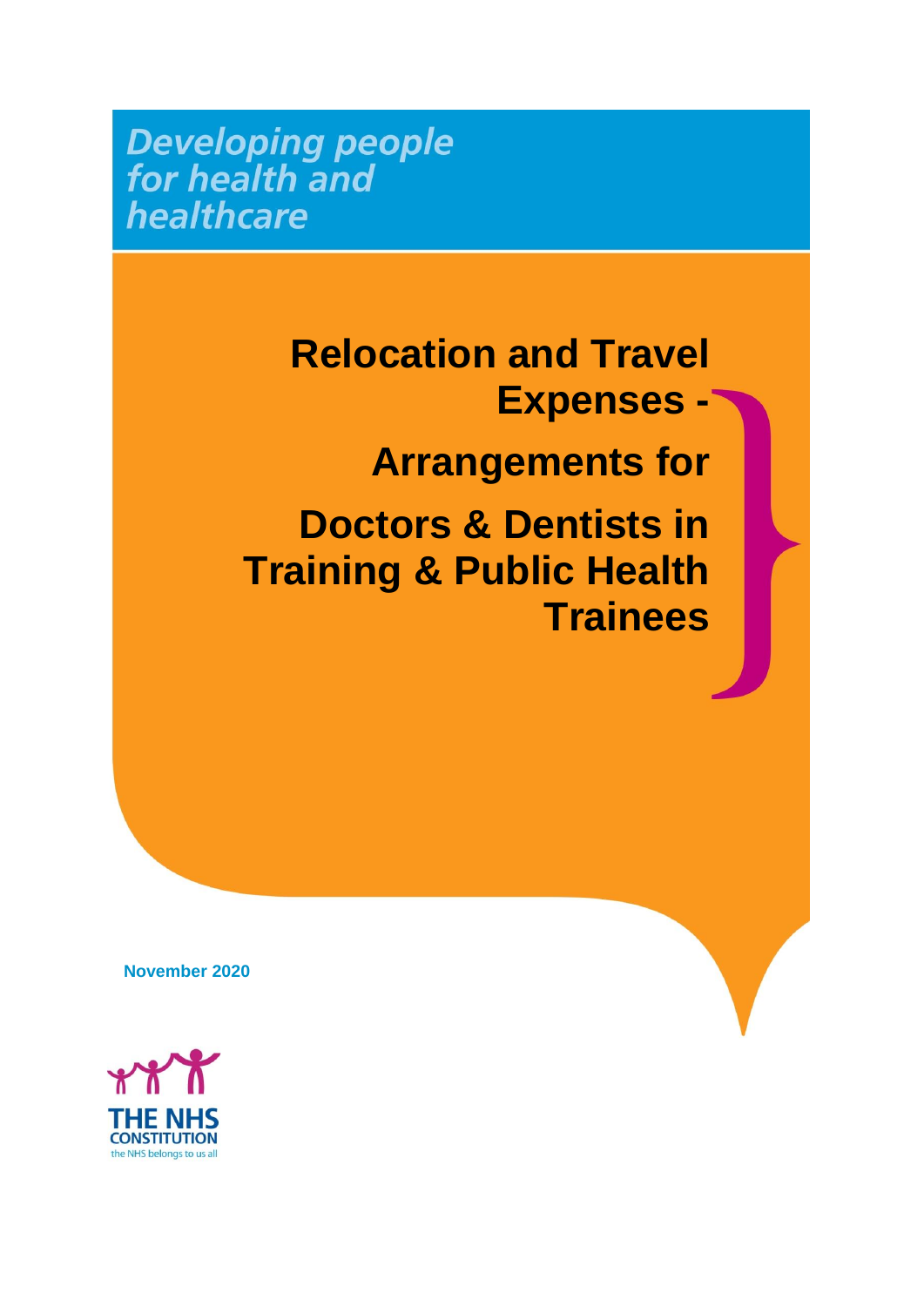*Developing people for health and healthcare*

# Relocation and Travel Expenses - Arrangements for Doctors & Dentists in Training & Public Health Trainees

**November 2020**

THE NHS CONSTITUTION
the NHS belongs to us all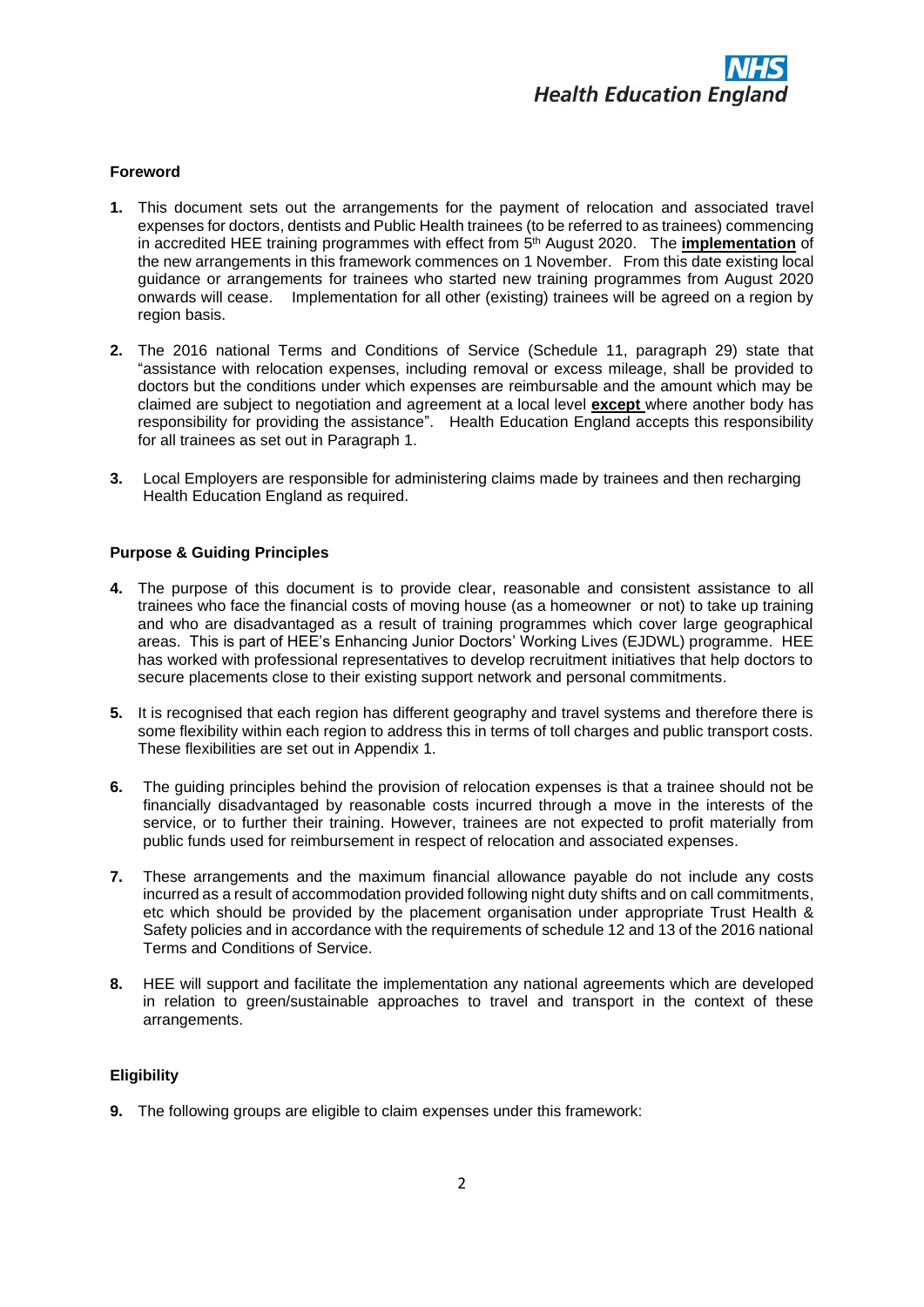### Foreword

1. This document sets out the arrangements for the payment of relocation and associated travel expenses for doctors, dentists and Public Health trainees (to be referred to as trainees) commencing in accredited HEE training programmes with effect from 5th August 2020. The **implementation** of the new arrangements in this framework commences on 1 November. From this date existing local guidance or arrangements for trainees who started new training programmes from August 2020 onwards will cease. Implementation for all other (existing) trainees will be agreed on a region by region basis.

2. The 2016 national Terms and Conditions of Service (Schedule 11, paragraph 29) state that "assistance with relocation expenses, including removal or excess mileage, shall be provided to doctors but the conditions under which expenses are reimbursable and the amount which may be claimed are subject to negotiation and agreement at a local level **except** where another body has responsibility for providing the assistance". Health Education England accepts this responsibility for all trainees as set out in Paragraph 1.

3. Local Employers are responsible for administering claims made by trainees and then recharging Health Education England as required.

### Purpose & Guiding Principles

4. The purpose of this document is to provide clear, reasonable and consistent assistance to all trainees who face the financial costs of moving house (as a homeowner or not) to take up training and who are disadvantaged as a result of training programmes which cover large geographical areas. This is part of HEE's Enhancing Junior Doctors' Working Lives (EJDWL) programme. HEE has worked with professional representatives to develop recruitment initiatives that help doctors to secure placements close to their existing support network and personal commitments.

5. It is recognised that each region has different geography and travel systems and therefore there is some flexibility within each region to address this in terms of toll charges and public transport costs. These flexibilities are set out in Appendix 1.

6. The guiding principles behind the provision of relocation expenses is that a trainee should not be financially disadvantaged by reasonable costs incurred through a move in the interests of the service, or to further their training. However, trainees are not expected to profit materially from public funds used for reimbursement in respect of relocation and associated expenses.

7. These arrangements and the maximum financial allowance payable do not include any costs incurred as a result of accommodation provided following night duty shifts and on call commitments, etc which should be provided by the placement organisation under appropriate Trust Health & Safety policies and in accordance with the requirements of schedule 12 and 13 of the 2016 national Terms and Conditions of Service.

8. HEE will support and facilitate the implementation any national agreements which are developed in relation to green/sustainable approaches to travel and transport in the context of these arrangements.

### Eligibility

9. The following groups are eligible to claim expenses under this framework: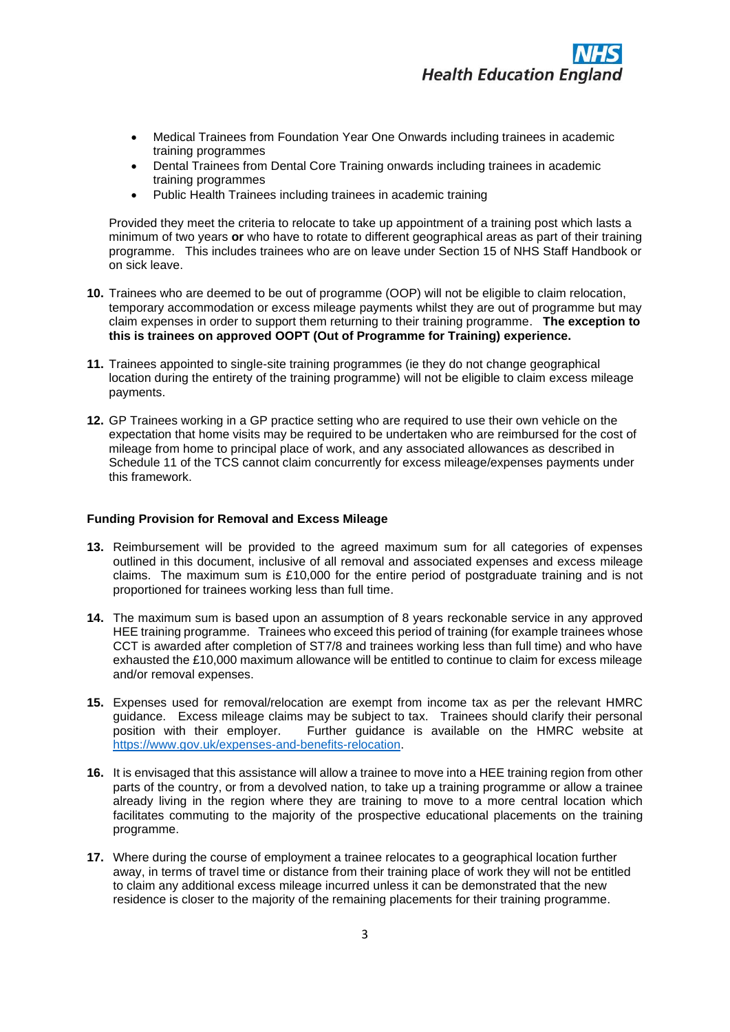- Medical Trainees from Foundation Year One Onwards including trainees in academic training programmes
- Dental Trainees from Dental Core Training onwards including trainees in academic training programmes
- Public Health Trainees including trainees in academic training

Provided they meet the criteria to relocate to take up appointment of a training post which lasts a minimum of two years **or** who have to rotate to different geographical areas as part of their training programme. This includes trainees who are on leave under Section 15 of NHS Staff Handbook or on sick leave.

**10.** Trainees who are deemed to be out of programme (OOP) will not be eligible to claim relocation, temporary accommodation or excess mileage payments whilst they are out of programme but may claim expenses in order to support them returning to their training programme. **The exception to this is trainees on approved OOPT (Out of Programme for Training) experience.**

**11.** Trainees appointed to single-site training programmes (ie they do not change geographical location during the entirety of the training programme) will not be eligible to claim excess mileage payments.

**12.** GP Trainees working in a GP practice setting who are required to use their own vehicle on the expectation that home visits may be required to be undertaken who are reimbursed for the cost of mileage from home to principal place of work, and any associated allowances as described in Schedule 11 of the TCS cannot claim concurrently for excess mileage/expenses payments under this framework.

**Funding Provision for Removal and Excess Mileage**

**13.** Reimbursement will be provided to the agreed maximum sum for all categories of expenses outlined in this document, inclusive of all removal and associated expenses and excess mileage claims. The maximum sum is £10,000 for the entire period of postgraduate training and is not proportioned for trainees working less than full time.

**14.** The maximum sum is based upon an assumption of 8 years reckonable service in any approved HEE training programme. Trainees who exceed this period of training (for example trainees whose CCT is awarded after completion of ST7/8 and trainees working less than full time) and who have exhausted the £10,000 maximum allowance will be entitled to continue to claim for excess mileage and/or removal expenses.

**15.** Expenses used for removal/relocation are exempt from income tax as per the relevant HMRC guidance. Excess mileage claims may be subject to tax. Trainees should clarify their personal position with their employer. Further guidance is available on the HMRC website at https://www.gov.uk/expenses-and-benefits-relocation.

**16.** It is envisaged that this assistance will allow a trainee to move into a HEE training region from other parts of the country, or from a devolved nation, to take up a training programme or allow a trainee already living in the region where they are training to move to a more central location which facilitates commuting to the majority of the prospective educational placements on the training programme.

**17.** Where during the course of employment a trainee relocates to a geographical location further away, in terms of travel time or distance from their training place of work they will not be entitled to claim any additional excess mileage incurred unless it can be demonstrated that the new residence is closer to the majority of the remaining placements for their training programme.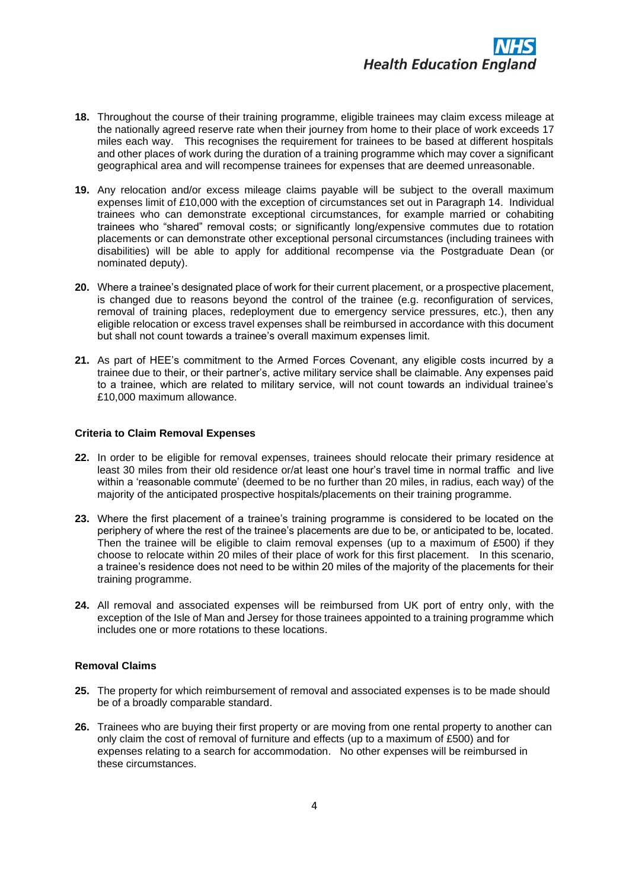**18.** Throughout the course of their training programme, eligible trainees may claim excess mileage at the nationally agreed reserve rate when their journey from home to their place of work exceeds 17 miles each way. This recognises the requirement for trainees to be based at different hospitals and other places of work during the duration of a training programme which may cover a significant geographical area and will recompense trainees for expenses that are deemed unreasonable.

**19.** Any relocation and/or excess mileage claims payable will be subject to the overall maximum expenses limit of £10,000 with the exception of circumstances set out in Paragraph 14. Individual trainees who can demonstrate exceptional circumstances, for example married or cohabiting trainees who "shared" removal costs; or significantly long/expensive commutes due to rotation placements or can demonstrate other exceptional personal circumstances (including trainees with disabilities) will be able to apply for additional recompense via the Postgraduate Dean (or nominated deputy).

**20.** Where a trainee's designated place of work for their current placement, or a prospective placement, is changed due to reasons beyond the control of the trainee (e.g. reconfiguration of services, removal of training places, redeployment due to emergency service pressures, etc.), then any eligible relocation or excess travel expenses shall be reimbursed in accordance with this document but shall not count towards a trainee's overall maximum expenses limit.

**21.** As part of HEE's commitment to the Armed Forces Covenant, any eligible costs incurred by a trainee due to their, or their partner's, active military service shall be claimable. Any expenses paid to a trainee, which are related to military service, will not count towards an individual trainee's £10,000 maximum allowance.

**Criteria to Claim Removal Expenses**

**22.** In order to be eligible for removal expenses, trainees should relocate their primary residence at least 30 miles from their old residence or/at least one hour's travel time in normal traffic and live within a 'reasonable commute' (deemed to be no further than 20 miles, in radius, each way) of the majority of the anticipated prospective hospitals/placements on their training programme.

**23.** Where the first placement of a trainee's training programme is considered to be located on the periphery of where the rest of the trainee's placements are due to be, or anticipated to be, located. Then the trainee will be eligible to claim removal expenses (up to a maximum of £500) if they choose to relocate within 20 miles of their place of work for this first placement. In this scenario, a trainee's residence does not need to be within 20 miles of the majority of the placements for their training programme.

**24.** All removal and associated expenses will be reimbursed from UK port of entry only, with the exception of the Isle of Man and Jersey for those trainees appointed to a training programme which includes one or more rotations to these locations.

**Removal Claims**

**25.** The property for which reimbursement of removal and associated expenses is to be made should be of a broadly comparable standard.

**26.** Trainees who are buying their first property or are moving from one rental property to another can only claim the cost of removal of furniture and effects (up to a maximum of £500) and for expenses relating to a search for accommodation. No other expenses will be reimbursed in these circumstances.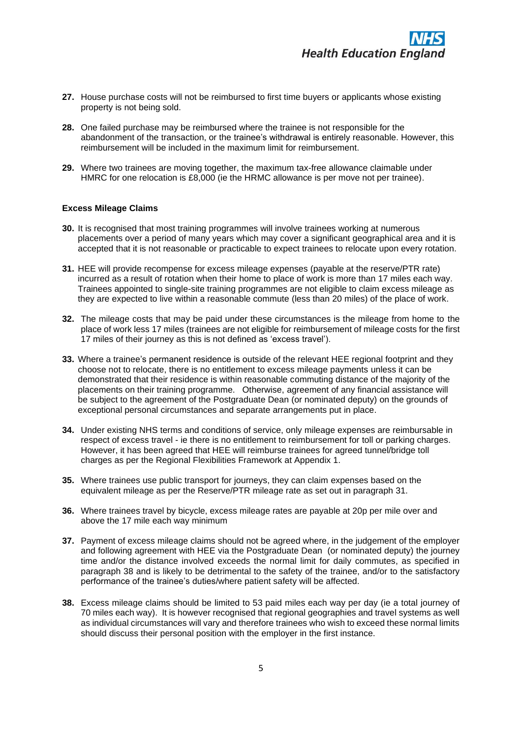**27.** House purchase costs will not be reimbursed to first time buyers or applicants whose existing property is not being sold.

**28.** One failed purchase may be reimbursed where the trainee is not responsible for the abandonment of the transaction, or the trainee's withdrawal is entirely reasonable. However, this reimbursement will be included in the maximum limit for reimbursement.

**29.** Where two trainees are moving together, the maximum tax-free allowance claimable under HMRC for one relocation is £8,000 (ie the HRMC allowance is per move not per trainee).

**Excess Mileage Claims**

**30.** It is recognised that most training programmes will involve trainees working at numerous placements over a period of many years which may cover a significant geographical area and it is accepted that it is not reasonable or practicable to expect trainees to relocate upon every rotation.

**31.** HEE will provide recompense for excess mileage expenses (payable at the reserve/PTR rate) incurred as a result of rotation when their home to place of work is more than 17 miles each way. Trainees appointed to single-site training programmes are not eligible to claim excess mileage as they are expected to live within a reasonable commute (less than 20 miles) of the place of work.

**32.** The mileage costs that may be paid under these circumstances is the mileage from home to the place of work less 17 miles (trainees are not eligible for reimbursement of mileage costs for the first 17 miles of their journey as this is not defined as 'excess travel').

**33.** Where a trainee's permanent residence is outside of the relevant HEE regional footprint and they choose not to relocate, there is no entitlement to excess mileage payments unless it can be demonstrated that their residence is within reasonable commuting distance of the majority of the placements on their training programme. Otherwise, agreement of any financial assistance will be subject to the agreement of the Postgraduate Dean (or nominated deputy) on the grounds of exceptional personal circumstances and separate arrangements put in place.

**34.** Under existing NHS terms and conditions of service, only mileage expenses are reimbursable in respect of excess travel - ie there is no entitlement to reimbursement for toll or parking charges. However, it has been agreed that HEE will reimburse trainees for agreed tunnel/bridge toll charges as per the Regional Flexibilities Framework at Appendix 1.

**35.** Where trainees use public transport for journeys, they can claim expenses based on the equivalent mileage as per the Reserve/PTR mileage rate as set out in paragraph 31.

**36.** Where trainees travel by bicycle, excess mileage rates are payable at 20p per mile over and above the 17 mile each way minimum

**37.** Payment of excess mileage claims should not be agreed where, in the judgement of the employer and following agreement with HEE via the Postgraduate Dean (or nominated deputy) the journey time and/or the distance involved exceeds the normal limit for daily commutes, as specified in paragraph 38 and is likely to be detrimental to the safety of the trainee, and/or to the satisfactory performance of the trainee's duties/where patient safety will be affected.

**38.** Excess mileage claims should be limited to 53 paid miles each way per day (ie a total journey of 70 miles each way). It is however recognised that regional geographies and travel systems as well as individual circumstances will vary and therefore trainees who wish to exceed these normal limits should discuss their personal position with the employer in the first instance.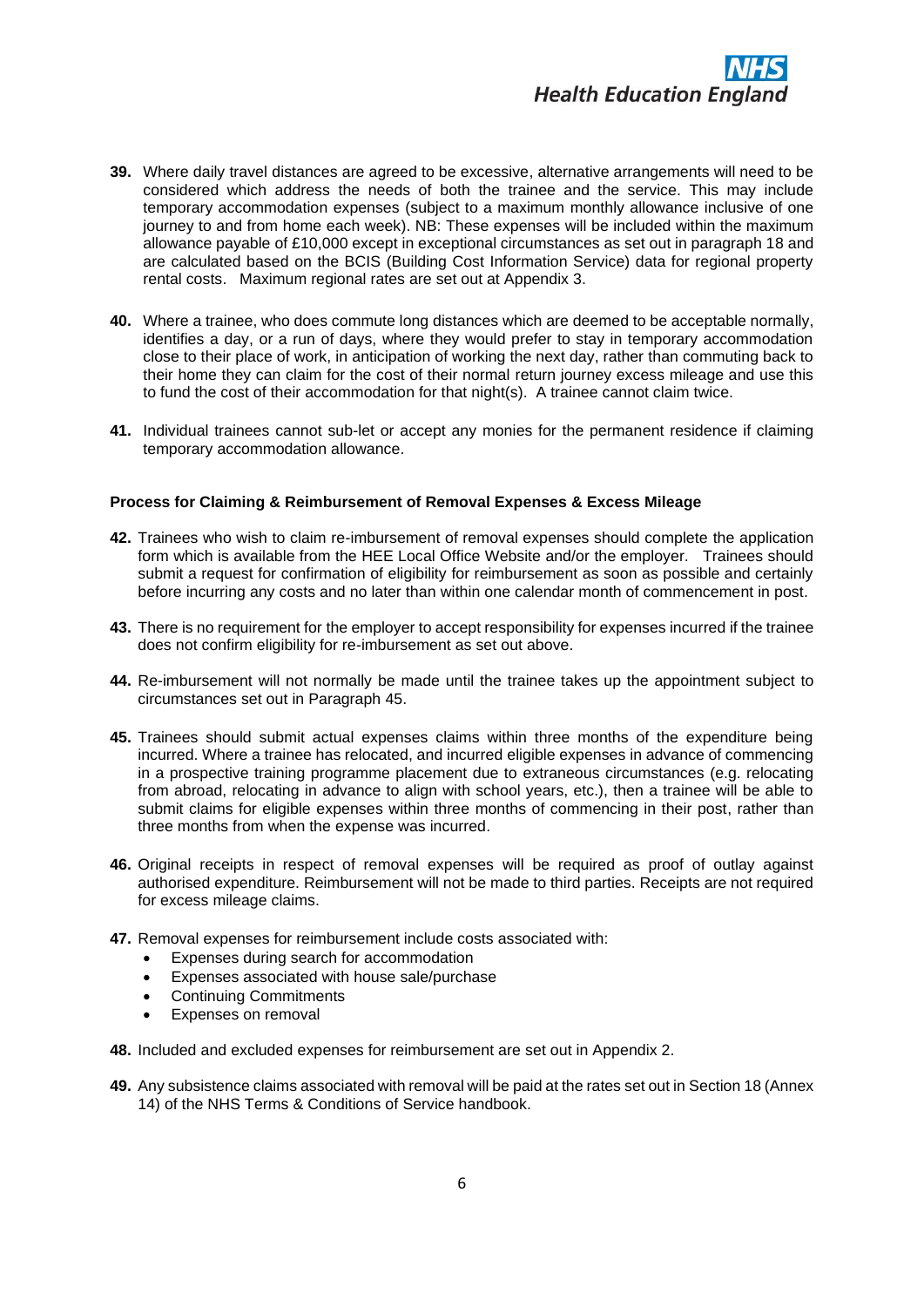**39.** Where daily travel distances are agreed to be excessive, alternative arrangements will need to be considered which address the needs of both the trainee and the service. This may include temporary accommodation expenses (subject to a maximum monthly allowance inclusive of one journey to and from home each week). NB: These expenses will be included within the maximum allowance payable of £10,000 except in exceptional circumstances as set out in paragraph 18 and are calculated based on the BCIS (Building Cost Information Service) data for regional property rental costs. Maximum regional rates are set out at Appendix 3.

**40.** Where a trainee, who does commute long distances which are deemed to be acceptable normally, identifies a day, or a run of days, where they would prefer to stay in temporary accommodation close to their place of work, in anticipation of working the next day, rather than commuting back to their home they can claim for the cost of their normal return journey excess mileage and use this to fund the cost of their accommodation for that night(s). A trainee cannot claim twice.

**41.** Individual trainees cannot sub-let or accept any monies for the permanent residence if claiming temporary accommodation allowance.

**Process for Claiming & Reimbursement of Removal Expenses & Excess Mileage**

**42.** Trainees who wish to claim re-imbursement of removal expenses should complete the application form which is available from the HEE Local Office Website and/or the employer. Trainees should submit a request for confirmation of eligibility for reimbursement as soon as possible and certainly before incurring any costs and no later than within one calendar month of commencement in post.

**43.** There is no requirement for the employer to accept responsibility for expenses incurred if the trainee does not confirm eligibility for re-imbursement as set out above.

**44.** Re-imbursement will not normally be made until the trainee takes up the appointment subject to circumstances set out in Paragraph 45.

**45.** Trainees should submit actual expenses claims within three months of the expenditure being incurred. Where a trainee has relocated, and incurred eligible expenses in advance of commencing in a prospective training programme placement due to extraneous circumstances (e.g. relocating from abroad, relocating in advance to align with school years, etc.), then a trainee will be able to submit claims for eligible expenses within three months of commencing in their post, rather than three months from when the expense was incurred.

**46.** Original receipts in respect of removal expenses will be required as proof of outlay against authorised expenditure. Reimbursement will not be made to third parties. Receipts are not required for excess mileage claims.

**47.** Removal expenses for reimbursement include costs associated with:

- Expenses during search for accommodation
- Expenses associated with house sale/purchase
- Continuing Commitments
- Expenses on removal

**48.** Included and excluded expenses for reimbursement are set out in Appendix 2.

**49.** Any subsistence claims associated with removal will be paid at the rates set out in Section 18 (Annex 14) of the NHS Terms & Conditions of Service handbook.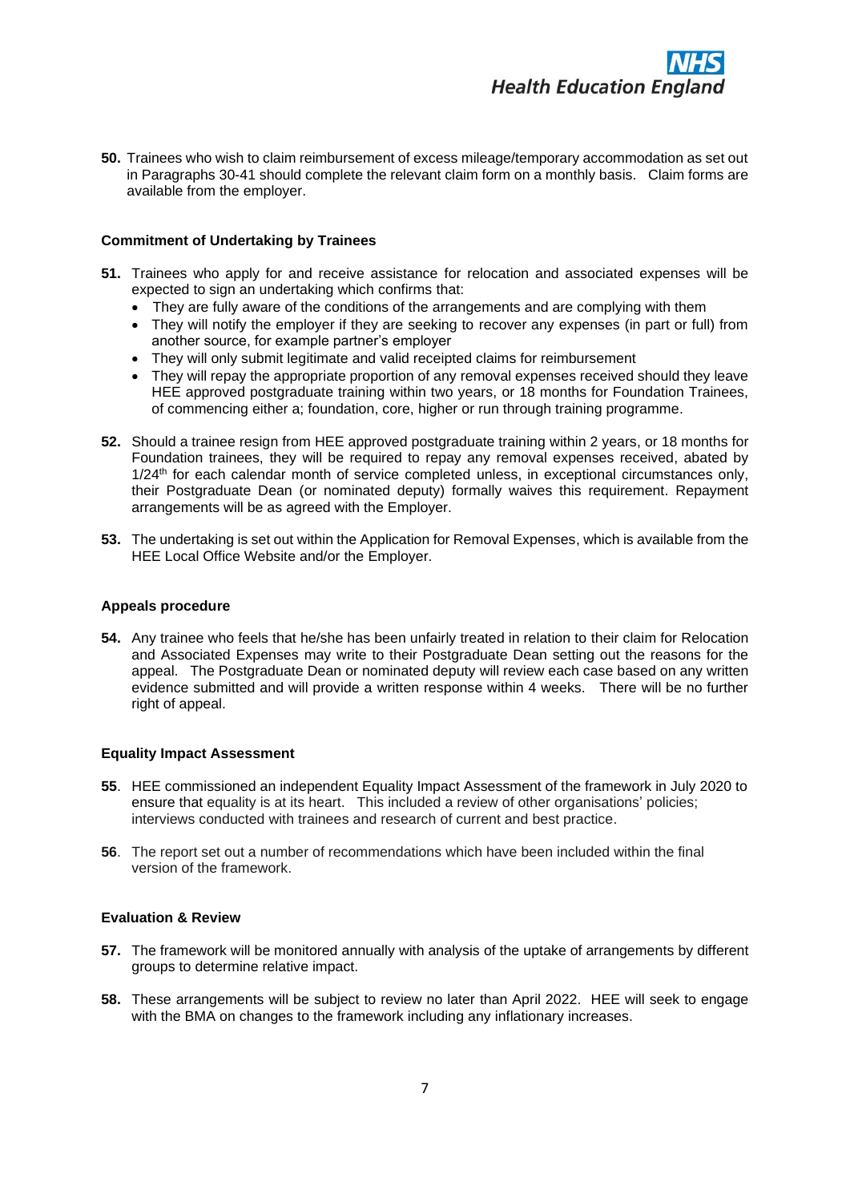**50.** Trainees who wish to claim reimbursement of excess mileage/temporary accommodation as set out in Paragraphs 30-41 should complete the relevant claim form on a monthly basis. Claim forms are available from the employer.

**Commitment of Undertaking by Trainees**

**51.** Trainees who apply for and receive assistance for relocation and associated expenses will be expected to sign an undertaking which confirms that:

- They are fully aware of the conditions of the arrangements and are complying with them
- They will notify the employer if they are seeking to recover any expenses (in part or full) from another source, for example partner's employer
- They will only submit legitimate and valid receipted claims for reimbursement
- They will repay the appropriate proportion of any removal expenses received should they leave HEE approved postgraduate training within two years, or 18 months for Foundation Trainees, of commencing either a; foundation, core, higher or run through training programme.

**52.** Should a trainee resign from HEE approved postgraduate training within 2 years, or 18 months for Foundation trainees, they will be required to repay any removal expenses received, abated by $1/24^{th}$ for each calendar month of service completed unless, in exceptional circumstances only, their Postgraduate Dean (or nominated deputy) formally waives this requirement. Repayment arrangements will be as agreed with the Employer.

**53.** The undertaking is set out within the Application for Removal Expenses, which is available from the HEE Local Office Website and/or the Employer.

**Appeals procedure**

**54.** Any trainee who feels that he/she has been unfairly treated in relation to their claim for Relocation and Associated Expenses may write to their Postgraduate Dean setting out the reasons for the appeal. The Postgraduate Dean or nominated deputy will review each case based on any written evidence submitted and will provide a written response within 4 weeks. There will be no further right of appeal.

**Equality Impact Assessment**

**55**. HEE commissioned an independent Equality Impact Assessment of the framework in July 2020 to ensure that equality is at its heart. This included a review of other organisations' policies; interviews conducted with trainees and research of current and best practice.

**56**. The report set out a number of recommendations which have been included within the final version of the framework.

**Evaluation & Review**

**57.** The framework will be monitored annually with analysis of the uptake of arrangements by different groups to determine relative impact.

**58.** These arrangements will be subject to review no later than April 2022. HEE will seek to engage with the BMA on changes to the framework including any inflationary increases.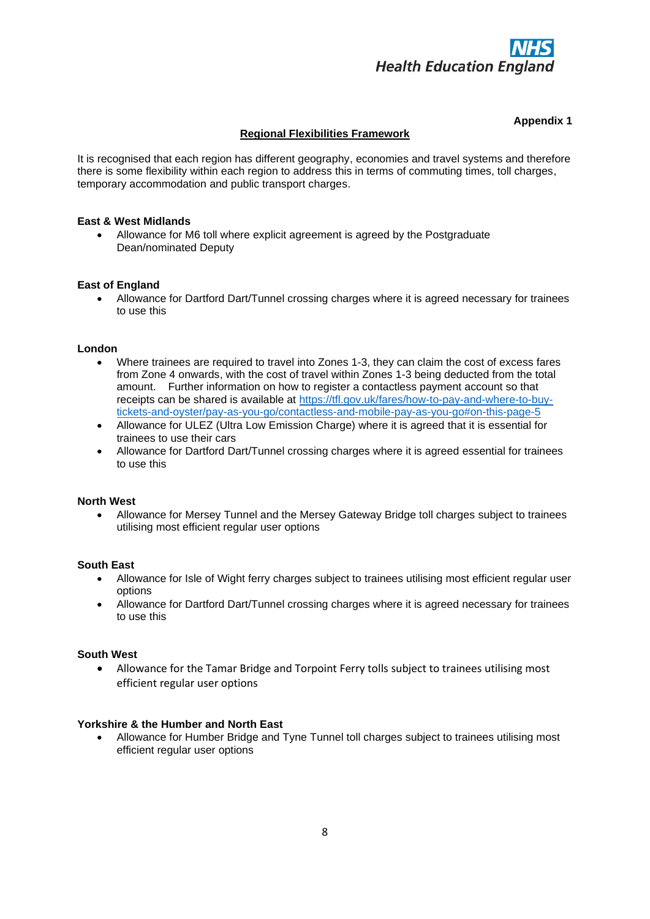**Appendix 1**

## Regional Flexibilities Framework

It is recognised that each region has different geography, economies and travel systems and therefore there is some flexibility within each region to address this in terms of commuting times, toll charges, temporary accommodation and public transport charges.

**East & West Midlands**

- Allowance for M6 toll where explicit agreement is agreed by the Postgraduate Dean/nominated Deputy

**East of England**

- Allowance for Dartford Dart/Tunnel crossing charges where it is agreed necessary for trainees to use this

**London**

- Where trainees are required to travel into Zones 1-3, they can claim the cost of excess fares from Zone 4 onwards, with the cost of travel within Zones 1-3 being deducted from the total amount. Further information on how to register a contactless payment account so that receipts can be shared is available at [https://tfl.gov.uk/fares/how-to-pay-and-where-to-buy-tickets-and-oyster/pay-as-you-go/contactless-and-mobile-pay-as-you-go#on-this-page-5](https://tfl.gov.uk/fares/how-to-pay-and-where-to-buy-tickets-and-oyster/pay-as-you-go/contactless-and-mobile-pay-as-you-go#on-this-page-5)
- Allowance for ULEZ (Ultra Low Emission Charge) where it is agreed that it is essential for trainees to use their cars
- Allowance for Dartford Dart/Tunnel crossing charges where it is agreed essential for trainees to use this

**North West**

- Allowance for Mersey Tunnel and the Mersey Gateway Bridge toll charges subject to trainees utilising most efficient regular user options

**South East**

- Allowance for Isle of Wight ferry charges subject to trainees utilising most efficient regular user options
- Allowance for Dartford Dart/Tunnel crossing charges where it is agreed necessary for trainees to use this

**South West**

- Allowance for the Tamar Bridge and Torpoint Ferry tolls subject to trainees utilising most efficient regular user options

**Yorkshire & the Humber and North East**

- Allowance for Humber Bridge and Tyne Tunnel toll charges subject to trainees utilising most efficient regular user options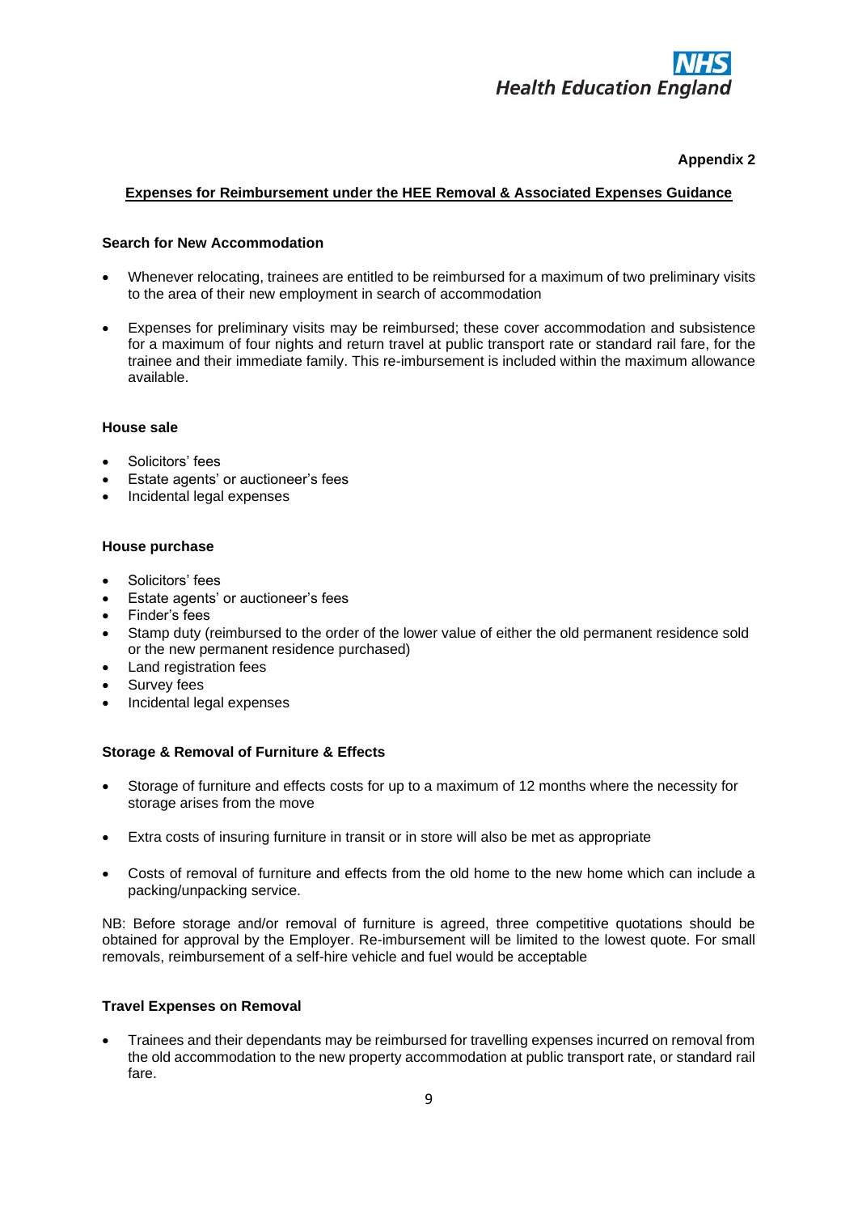**Appendix 2**

## Expenses for Reimbursement under the HEE Removal & Associated Expenses Guidance

### Search for New Accommodation

- Whenever relocating, trainees are entitled to be reimbursed for a maximum of two preliminary visits to the area of their new employment in search of accommodation
- Expenses for preliminary visits may be reimbursed; these cover accommodation and subsistence for a maximum of four nights and return travel at public transport rate or standard rail fare, for the trainee and their immediate family. This re-imbursement is included within the maximum allowance available.

### House sale

- Solicitors' fees
- Estate agents' or auctioneer's fees
- Incidental legal expenses

### House purchase

- Solicitors' fees
- Estate agents' or auctioneer's fees
- Finder's fees
- Stamp duty (reimbursed to the order of the lower value of either the old permanent residence sold or the new permanent residence purchased)
- Land registration fees
- Survey fees
- Incidental legal expenses

### Storage & Removal of Furniture & Effects

- Storage of furniture and effects costs for up to a maximum of 12 months where the necessity for storage arises from the move
- Extra costs of insuring furniture in transit or in store will also be met as appropriate
- Costs of removal of furniture and effects from the old home to the new home which can include a packing/unpacking service.

NB: Before storage and/or removal of furniture is agreed, three competitive quotations should be obtained for approval by the Employer. Re-imbursement will be limited to the lowest quote. For small removals, reimbursement of a self-hire vehicle and fuel would be acceptable

### Travel Expenses on Removal

- Trainees and their dependants may be reimbursed for travelling expenses incurred on removal from the old accommodation to the new property accommodation at public transport rate, or standard rail fare.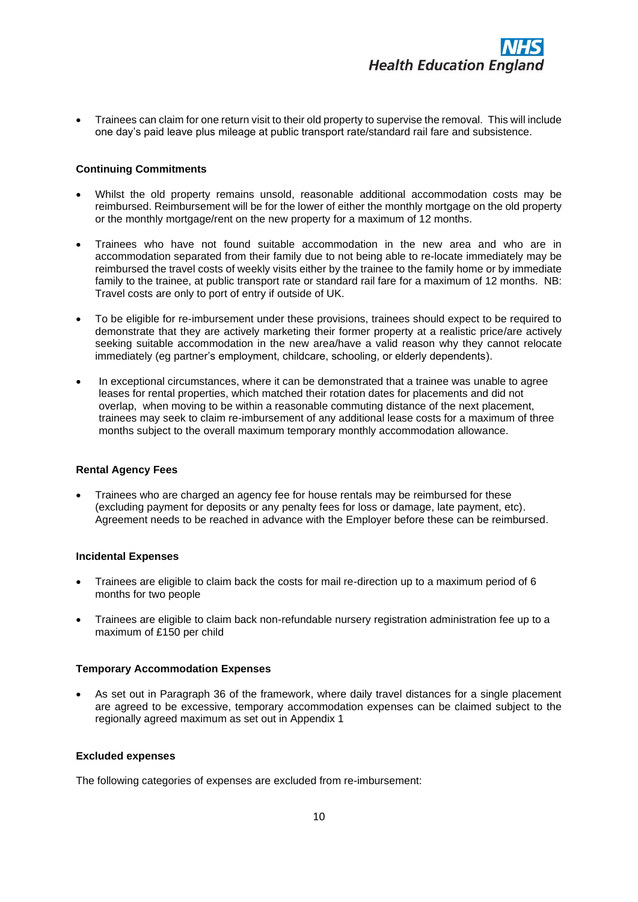- Trainees can claim for one return visit to their old property to supervise the removal. This will include one day's paid leave plus mileage at public transport rate/standard rail fare and subsistence.

**Continuing Commitments**

- Whilst the old property remains unsold, reasonable additional accommodation costs may be reimbursed. Reimbursement will be for the lower of either the monthly mortgage on the old property or the monthly mortgage/rent on the new property for a maximum of 12 months.
- Trainees who have not found suitable accommodation in the new area and who are in accommodation separated from their family due to not being able to re-locate immediately may be reimbursed the travel costs of weekly visits either by the trainee to the family home or by immediate family to the trainee, at public transport rate or standard rail fare for a maximum of 12 months. NB: Travel costs are only to port of entry if outside of UK.
- To be eligible for re-imbursement under these provisions, trainees should expect to be required to demonstrate that they are actively marketing their former property at a realistic price/are actively seeking suitable accommodation in the new area/have a valid reason why they cannot relocate immediately (eg partner's employment, childcare, schooling, or elderly dependents).
- In exceptional circumstances, where it can be demonstrated that a trainee was unable to agree leases for rental properties, which matched their rotation dates for placements and did not overlap, when moving to be within a reasonable commuting distance of the next placement, trainees may seek to claim re-imbursement of any additional lease costs for a maximum of three months subject to the overall maximum temporary monthly accommodation allowance.

**Rental Agency Fees**

- Trainees who are charged an agency fee for house rentals may be reimbursed for these (excluding payment for deposits or any penalty fees for loss or damage, late payment, etc). Agreement needs to be reached in advance with the Employer before these can be reimbursed.

**Incidental Expenses**

- Trainees are eligible to claim back the costs for mail re-direction up to a maximum period of 6 months for two people
- Trainees are eligible to claim back non-refundable nursery registration administration fee up to a maximum of £150 per child

**Temporary Accommodation Expenses**

- As set out in Paragraph 36 of the framework, where daily travel distances for a single placement are agreed to be excessive, temporary accommodation expenses can be claimed subject to the regionally agreed maximum as set out in Appendix 1

**Excluded expenses**

The following categories of expenses are excluded from re-imbursement: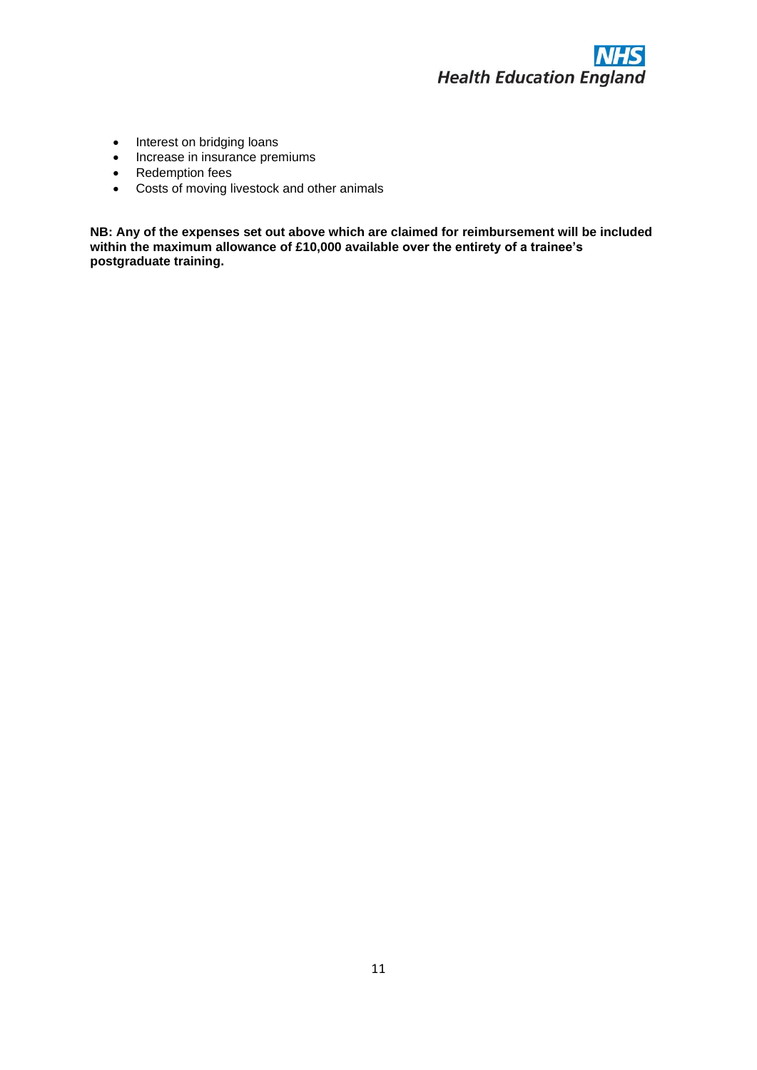- Interest on bridging loans
- Increase in insurance premiums
- Redemption fees
- Costs of moving livestock and other animals

**NB: Any of the expenses set out above which are claimed for reimbursement will be included within the maximum allowance of £10,000 available over the entirety of a trainee's postgraduate training.**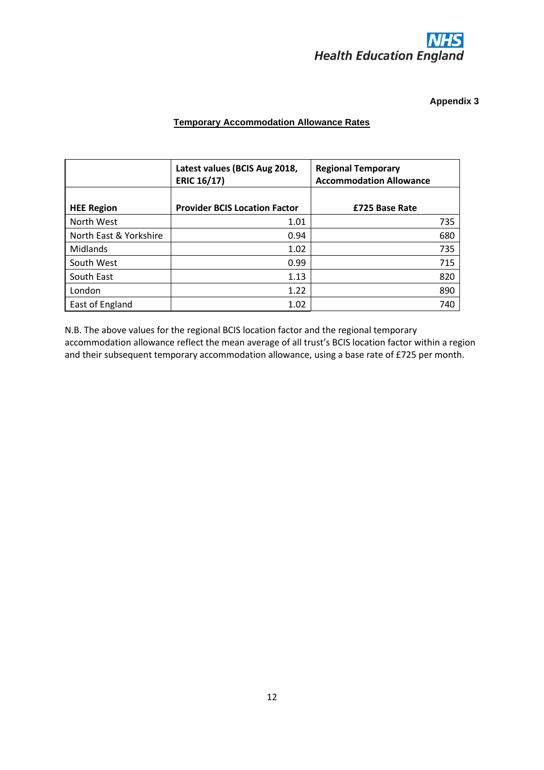Appendix 3

## Temporary Accommodation Allowance Rates

| | Latest values (BCIS Aug 2018, ERIC 16/17) | Regional Temporary Accommodation Allowance |
|---|---|---|
| **HEE Region** | **Provider BCIS Location Factor** | **£725 Base Rate** |
| North West | 1.01 | 735 |
| North East & Yorkshire | 0.94 | 680 |
| Midlands | 1.02 | 735 |
| South West | 0.99 | 715 |
| South East | 1.13 | 820 |
| London | 1.22 | 890 |
| East of England | 1.02 | 740 |

N.B. The above values for the regional BCIS location factor and the regional temporary accommodation allowance reflect the mean average of all trust's BCIS location factor within a region and their subsequent temporary accommodation allowance, using a base rate of £725 per month.